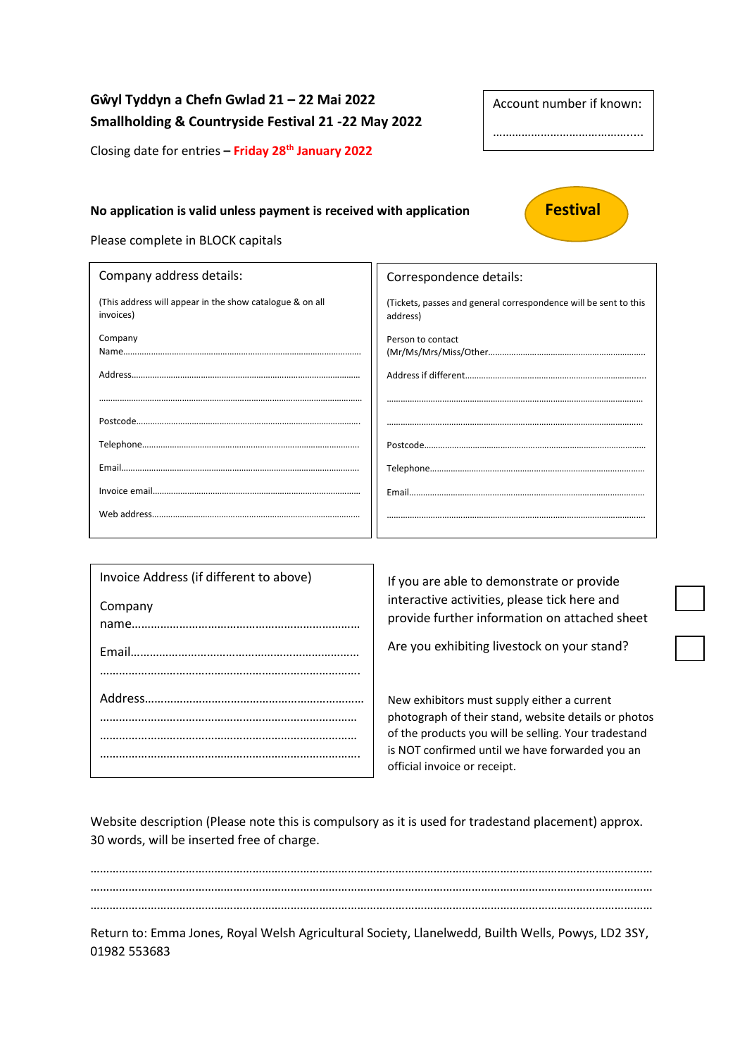**Gŵyl Tyddyn a Chefn Gwlad 21 – 22 Mai 2022**
**Smallholding & Countryside Festival 21 -22 May 2022**

Closing date for entries – **Friday 28th January 2022**

Account number if known:

……………………………………….

**No application is valid unless payment is received with application**

**Festival**

Please complete in BLOCK capitals

| Company address details: | Correspondence details: |
|---|---|
| (This address will appear in the show catalogue & on all invoices) | (Tickets, passes and general correspondence will be sent to this address) |
| Company Name…………………………………………………………………… | Person to contact (Mr/Ms/Mrs/Miss/Other………………………………………… |
| Address……………………………………………………………………… | Address if different……………………………………………………… |
| ……………………………………………………………………………… | ……………………………………………………………………………… |
| Postcode……………………………………………………………………… | ……………………………………………………………………………… |
| Telephone……………………………………………………………………… | Postcode……………………………………………………………………… |
| Email…………………………………………………………………………… | Telephone……………………………………………………………………… |
| Invoice email…………………………………………………………………… | Email…………………………………………………………………………… |
| Web address…………………………………………………………………… | ……………………………………………………………………………… |

**Invoice Address (if different to above)**

Company name………………………………………………………………

Email…………………………………………………………………………

……………………………………………………………………………

Address………………………………………………………………………

……………………………………………………………………………

……………………………………………………………………………

……………………………………………………………………………

If you are able to demonstrate or provide interactive activities, please tick here and provide further information on attached sheet ☐

Are you exhibiting livestock on your stand? ☐

New exhibitors must supply either a current photograph of their stand, website details or photos of the products you will be selling. Your tradestand is NOT confirmed until we have forwarded you an official invoice or receipt.

Website description (Please note this is compulsory as it is used for tradestand placement) approx. 30 words, will be inserted free of charge.

……………………………………………………………………………………………………………………………………

……………………………………………………………………………………………………………………………………

……………………………………………………………………………………………………………………………………

Return to: Emma Jones, Royal Welsh Agricultural Society, Llanelwedd, Builth Wells, Powys, LD2 3SY, 01982 553683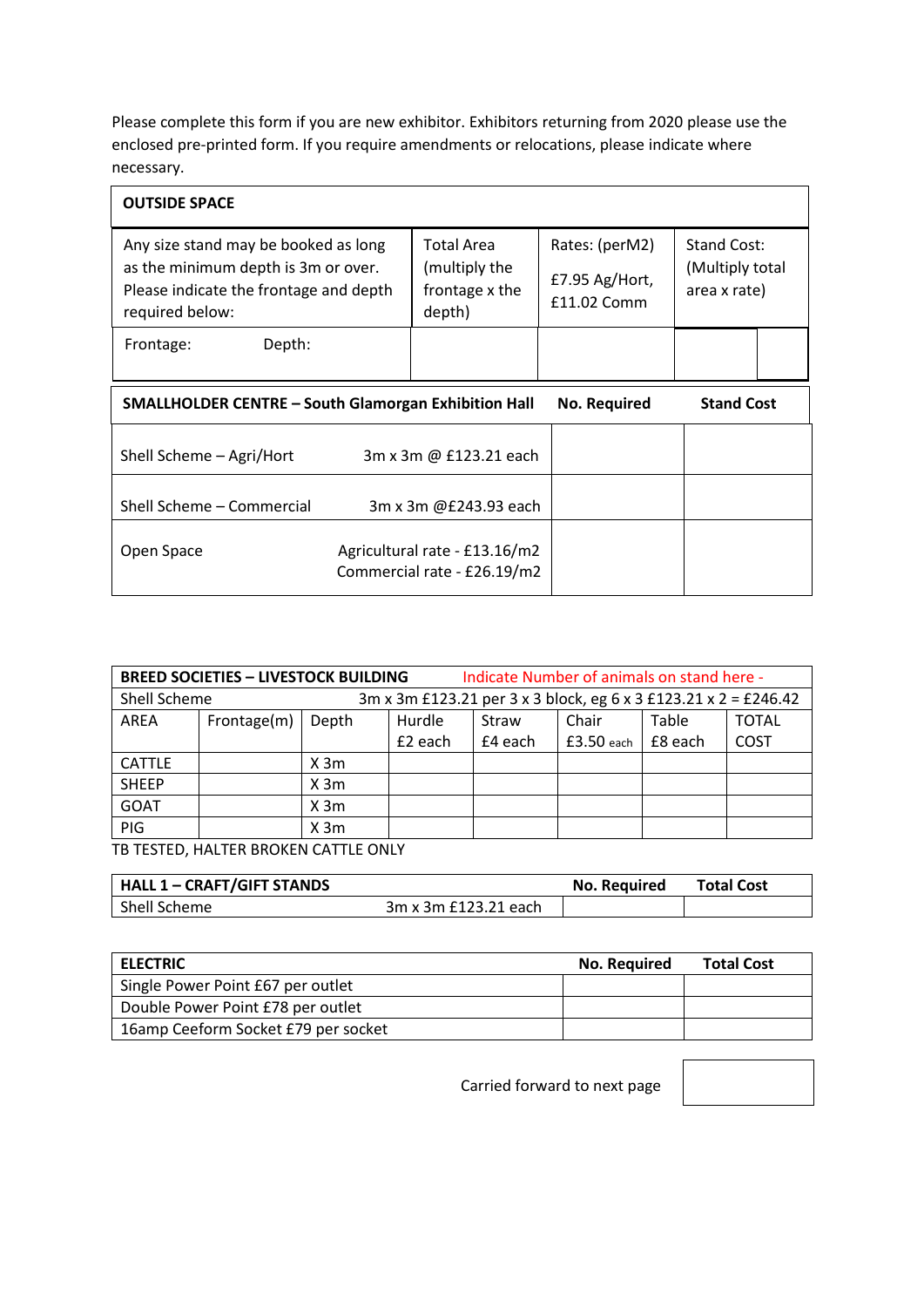Please complete this form if you are new exhibitor. Exhibitors returning from 2020 please use the enclosed pre-printed form. If you require amendments or relocations, please indicate where necessary.

| **OUTSIDE SPACE** | | | |
|---|---|---|---|
| Any size stand may be booked as long as the minimum depth is 3m or over. Please indicate the frontage and depth required below: | Total Area (multiply the frontage x the depth) | Rates: (perM2) £7.95 Ag/Hort, £11.02 Comm | Stand Cost: (Multiply total area x rate) |
| Frontage: Depth: | | | |

| **SMALLHOLDER CENTRE – South Glamorgan Exhibition Hall** | | **No. Required** | **Stand Cost** |
|---|---|---|---|
| Shell Scheme – Agri/Hort | 3m x 3m @ £123.21 each | | |
| Shell Scheme – Commercial | 3m x 3m @£243.93 each | | |
| Open Space | Agricultural rate - £13.16/m2<br>Commercial rate - £26.19/m2 | | |

| **BREED SOCIETIES – LIVESTOCK BUILDING** | | | Indicate Number of animals on stand here - | | | | |
|---|---|---|---|---|---|---|---|
| Shell Scheme | | | 3m x 3m £123.21 per 3 x 3 block, eg 6 x 3 £123.21 x 2 = £246.42 | | | | |
| AREA | Frontage(m) | Depth | Hurdle £2 each | Straw £4 each | Chair £3.50 each | Table £8 each | TOTAL COST |
| CATTLE | | X 3m | | | | | |
| SHEEP | | X 3m | | | | | |
| GOAT | | X 3m | | | | | |
| PIG | | X 3m | | | | | |

TB TESTED, HALTER BROKEN CATTLE ONLY

| **HALL 1 – CRAFT/GIFT STANDS** | | **No. Required** | **Total Cost** |
|---|---|---|---|
| Shell Scheme | 3m x 3m £123.21 each | | |

| **ELECTRIC** | **No. Required** | **Total Cost** |
|---|---|---|
| Single Power Point £67 per outlet | | |
| Double Power Point £78 per outlet | | |
| 16amp Ceeform Socket £79 per socket | | |

Carried forward to next page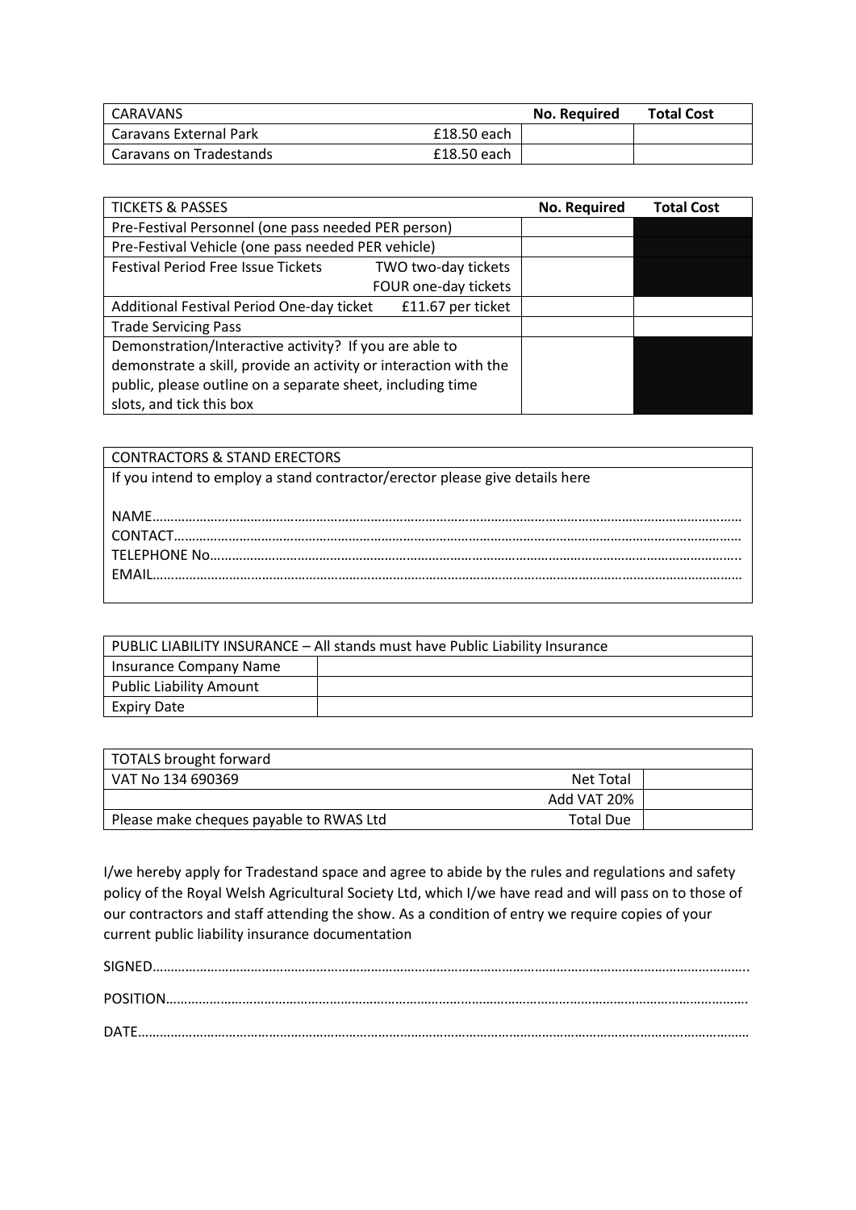| CARAVANS | | No. Required | Total Cost |
| --- | --- | --- | --- |
| Caravans External Park | £18.50 each | | |
| Caravans on Tradestands | £18.50 each | | |

| TICKETS & PASSES | | No. Required | Total Cost |
| --- | --- | --- | --- |
| Pre-Festival Personnel (one pass needed PER person) | | | |
| Pre-Festival Vehicle (one pass needed PER vehicle) | | | |
| Festival Period Free Issue Tickets | TWO two-day tickets | | |
| | FOUR one-day tickets | | |
| Additional Festival Period One-day ticket | £11.67 per ticket | | |
| Trade Servicing Pass | | | |
| Demonstration/Interactive activity? If you are able to demonstrate a skill, provide an activity or interaction with the public, please outline on a separate sheet, including time slots, and tick this box | | | |

| CONTRACTORS & STAND ERECTORS |
| --- |
| If you intend to employ a stand contractor/erector please give details here<br><br>NAME……………………………………………………………………………………………………………<br>CONTACT………………………………………………………………………………………………………<br>TELEPHONE No………………………………………………………………………………………………<br>EMAIL………………………………………………………………………………………………………… |

| PUBLIC LIABILITY INSURANCE – All stands must have Public Liability Insurance | |
| --- | --- |
| Insurance Company Name | |
| Public Liability Amount | |
| Expiry Date | |

| TOTALS brought forward | | |
| --- | --- | --- |
| VAT No 134 690369 | Net Total | |
| | Add VAT 20% | |
| Please make cheques payable to RWAS Ltd | Total Due | |

I/we hereby apply for Tradestand space and agree to abide by the rules and regulations and safety policy of the Royal Welsh Agricultural Society Ltd, which I/we have read and will pass on to those of our contractors and staff attending the show. As a condition of entry we require copies of your current public liability insurance documentation

SIGNED……………………………………………………………………………………………………………

POSITION…………………………………………………………………………………………………………

DATE………………………………………………………………………………………………………………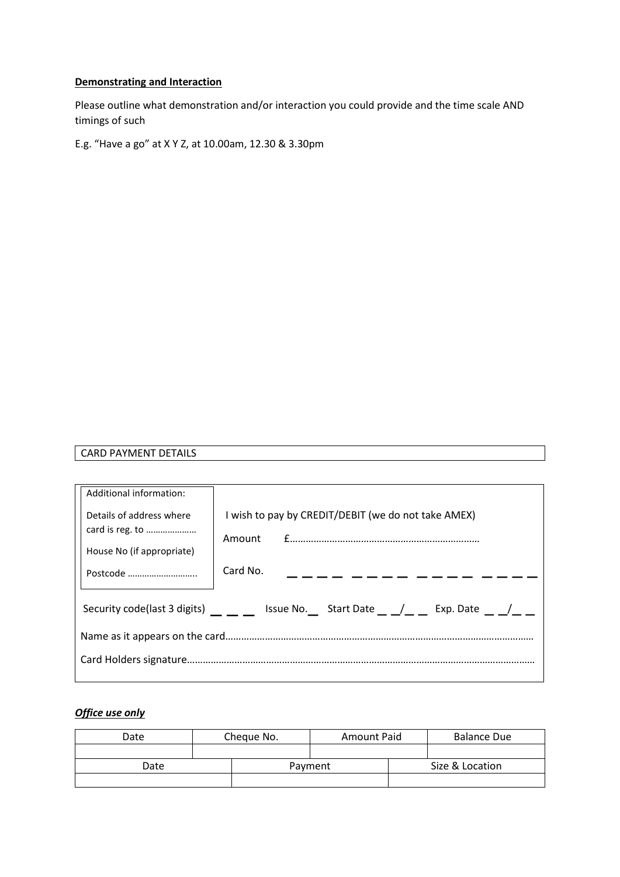**Demonstrating and Interaction**

Please outline what demonstration and/or interaction you could provide and the time scale AND timings of such

E.g. "Have a go" at X Y Z, at 10.00am, 12.30 & 3.30pm

CARD PAYMENT DETAILS

| | |
|---|---|
| Additional information:<br><br>Details of address where card is reg. to …………………<br><br>House No (if appropriate)<br><br>Postcode ……………………… | I wish to pay by CREDIT/DEBIT (we do not take AMEX)<br><br>Amount £………………………………………………………<br><br>Card No. _ _ _ _ _ _ _ _ _ _ _ _ _ _ _ _ |

Security code(last 3 digits) _ _ _ Issue No._ Start Date _ _/_ _ Exp. Date _ _/_ _

Name as it appears on the card……………………………………………………………………………………………

Card Holders signature……………………………………………………………………………………………………

***Office use only***

| Date | Cheque No. | Amount Paid | Balance Due |
|---|---|---|---|
| | | | |

| Date | Payment | Size & Location |
|---|---|---|
| | | |